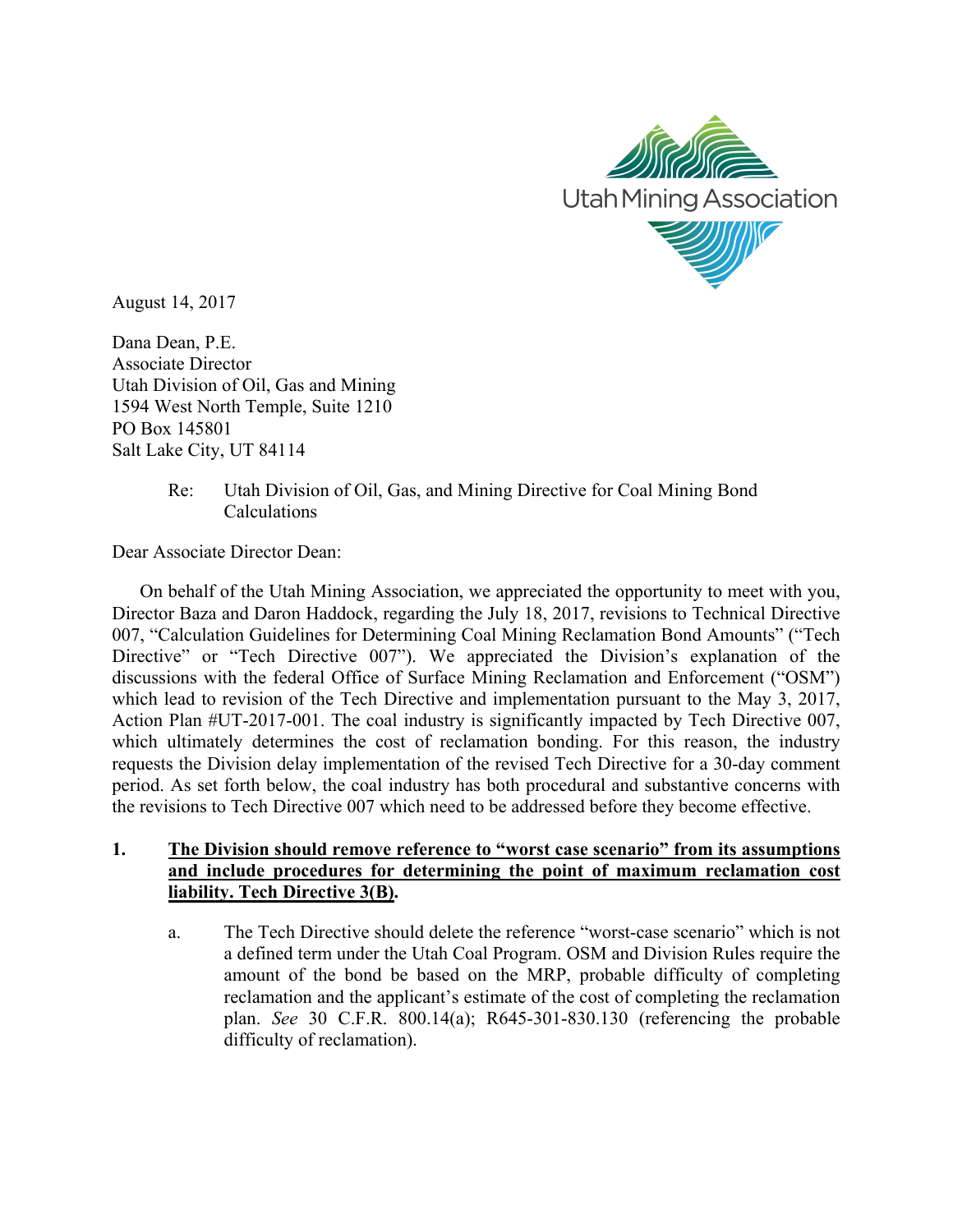Utah Mining Association

August 14, 2017

Dana Dean, P.E.
Associate Director
Utah Division of Oil, Gas and Mining
1594 West North Temple, Suite 1210
PO Box 145801
Salt Lake City, UT 84114

Re: Utah Division of Oil, Gas, and Mining Directive for Coal Mining Bond Calculations

Dear Associate Director Dean:

On behalf of the Utah Mining Association, we appreciated the opportunity to meet with you, Director Baza and Daron Haddock, regarding the July 18, 2017, revisions to Technical Directive 007, "Calculation Guidelines for Determining Coal Mining Reclamation Bond Amounts" ("Tech Directive" or "Tech Directive 007"). We appreciated the Division's explanation of the discussions with the federal Office of Surface Mining Reclamation and Enforcement ("OSM") which lead to revision of the Tech Directive and implementation pursuant to the May 3, 2017, Action Plan #UT-2017-001. The coal industry is significantly impacted by Tech Directive 007, which ultimately determines the cost of reclamation bonding. For this reason, the industry requests the Division delay implementation of the revised Tech Directive for a 30-day comment period. As set forth below, the coal industry has both procedural and substantive concerns with the revisions to Tech Directive 007 which need to be addressed before they become effective.

1. **<u>The Division should remove reference to "worst case scenario" from its assumptions and include procedures for determining the point of maximum reclamation cost liability. Tech Directive 3(B)</u>.**

   a. The Tech Directive should delete the reference "worst-case scenario" which is not a defined term under the Utah Coal Program. OSM and Division Rules require the amount of the bond be based on the MRP, probable difficulty of completing reclamation and the applicant's estimate of the cost of completing the reclamation plan. *See* 30 C.F.R. 800.14(a); R645-301-830.130 (referencing the probable difficulty of reclamation).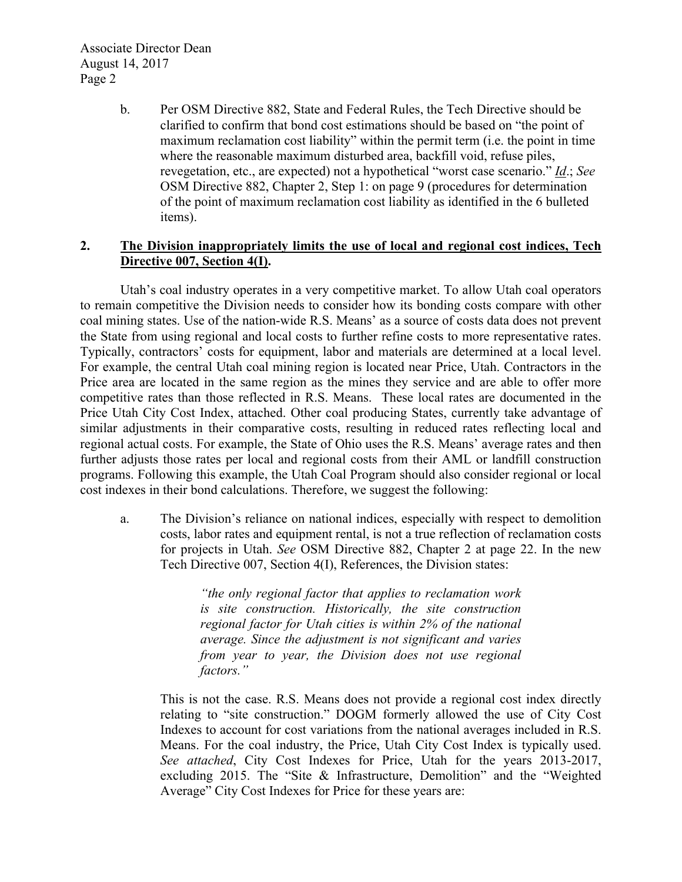b. Per OSM Directive 882, State and Federal Rules, the Tech Directive should be clarified to confirm that bond cost estimations should be based on "the point of maximum reclamation cost liability" within the permit term (i.e. the point in time where the reasonable maximum disturbed area, backfill void, refuse piles, revegetation, etc., are expected) not a hypothetical "worst case scenario." *Id*.; *See* OSM Directive 882, Chapter 2, Step 1: on page 9 (procedures for determination of the point of maximum reclamation cost liability as identified in the 6 bulleted items).

## 2. The Division inappropriately limits the use of local and regional cost indices, Tech Directive 007, Section 4(I).

Utah's coal industry operates in a very competitive market. To allow Utah coal operators to remain competitive the Division needs to consider how its bonding costs compare with other coal mining states. Use of the nation-wide R.S. Means' as a source of costs data does not prevent the State from using regional and local costs to further refine costs to more representative rates. Typically, contractors' costs for equipment, labor and materials are determined at a local level. For example, the central Utah coal mining region is located near Price, Utah. Contractors in the Price area are located in the same region as the mines they service and are able to offer more competitive rates than those reflected in R.S. Means. These local rates are documented in the Price Utah City Cost Index, attached. Other coal producing States, currently take advantage of similar adjustments in their comparative costs, resulting in reduced rates reflecting local and regional actual costs. For example, the State of Ohio uses the R.S. Means' average rates and then further adjusts those rates per local and regional costs from their AML or landfill construction programs. Following this example, the Utah Coal Program should also consider regional or local cost indexes in their bond calculations. Therefore, we suggest the following:

a. The Division's reliance on national indices, especially with respect to demolition costs, labor rates and equipment rental, is not a true reflection of reclamation costs for projects in Utah. *See* OSM Directive 882, Chapter 2 at page 22. In the new Tech Directive 007, Section 4(I), References, the Division states:

> *"the only regional factor that applies to reclamation work is site construction. Historically, the site construction regional factor for Utah cities is within 2% of the national average. Since the adjustment is not significant and varies from year to year, the Division does not use regional factors."*

This is not the case. R.S. Means does not provide a regional cost index directly relating to "site construction." DOGM formerly allowed the use of City Cost Indexes to account for cost variations from the national averages included in R.S. Means. For the coal industry, the Price, Utah City Cost Index is typically used. *See attached*, City Cost Indexes for Price, Utah for the years 2013-2017, excluding 2015. The "Site & Infrastructure, Demolition" and the "Weighted Average" City Cost Indexes for Price for these years are: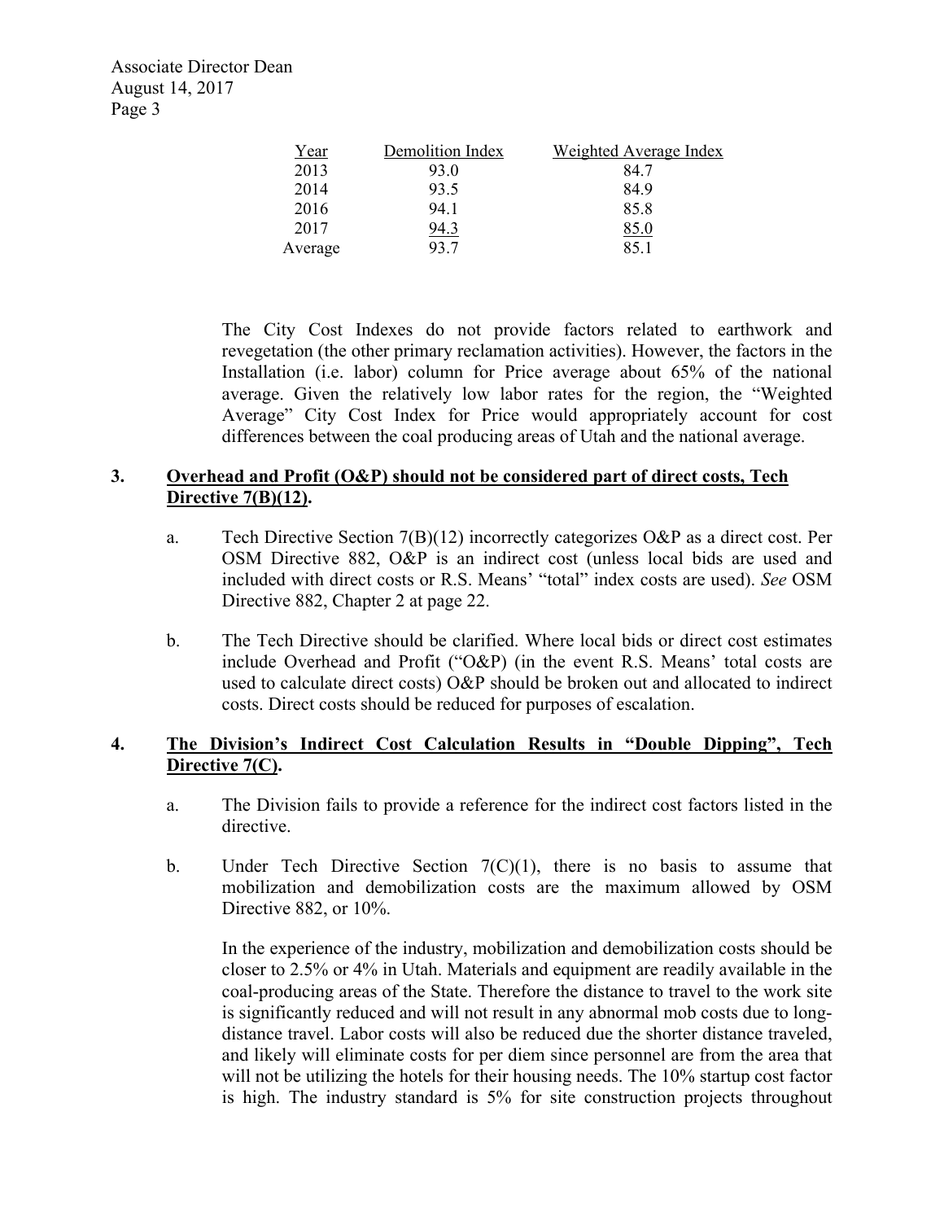| Year | Demolition Index | Weighted Average Index |
|---|---|---|
| 2013 | 93.0 | 84.7 |
| 2014 | 93.5 | 84.9 |
| 2016 | 94.1 | 85.8 |
| 2017 | 94.3 | 85.0 |
| Average | 93.7 | 85.1 |

The City Cost Indexes do not provide factors related to earthwork and revegetation (the other primary reclamation activities). However, the factors in the Installation (i.e. labor) column for Price average about 65% of the national average. Given the relatively low labor rates for the region, the "Weighted Average" City Cost Index for Price would appropriately account for cost differences between the coal producing areas of Utah and the national average.

3. **Overhead and Profit (O&P) should not be considered part of direct costs, Tech Directive 7(B)(12).**

   a. Tech Directive Section 7(B)(12) incorrectly categorizes O&P as a direct cost. Per OSM Directive 882, O&P is an indirect cost (unless local bids are used and included with direct costs or R.S. Means' "total" index costs are used). *See* OSM Directive 882, Chapter 2 at page 22.

   b. The Tech Directive should be clarified. Where local bids or direct cost estimates include Overhead and Profit ("O&P) (in the event R.S. Means' total costs are used to calculate direct costs) O&P should be broken out and allocated to indirect costs. Direct costs should be reduced for purposes of escalation.

4. **The Division's Indirect Cost Calculation Results in "Double Dipping", Tech Directive 7(C).**

   a. The Division fails to provide a reference for the indirect cost factors listed in the directive.

   b. Under Tech Directive Section 7(C)(1), there is no basis to assume that mobilization and demobilization costs are the maximum allowed by OSM Directive 882, or 10%.

      In the experience of the industry, mobilization and demobilization costs should be closer to 2.5% or 4% in Utah. Materials and equipment are readily available in the coal-producing areas of the State. Therefore the distance to travel to the work site is significantly reduced and will not result in any abnormal mob costs due to long-distance travel. Labor costs will also be reduced due the shorter distance traveled, and likely will eliminate costs for per diem since personnel are from the area that will not be utilizing the hotels for their housing needs. The 10% startup cost factor is high. The industry standard is 5% for site construction projects throughout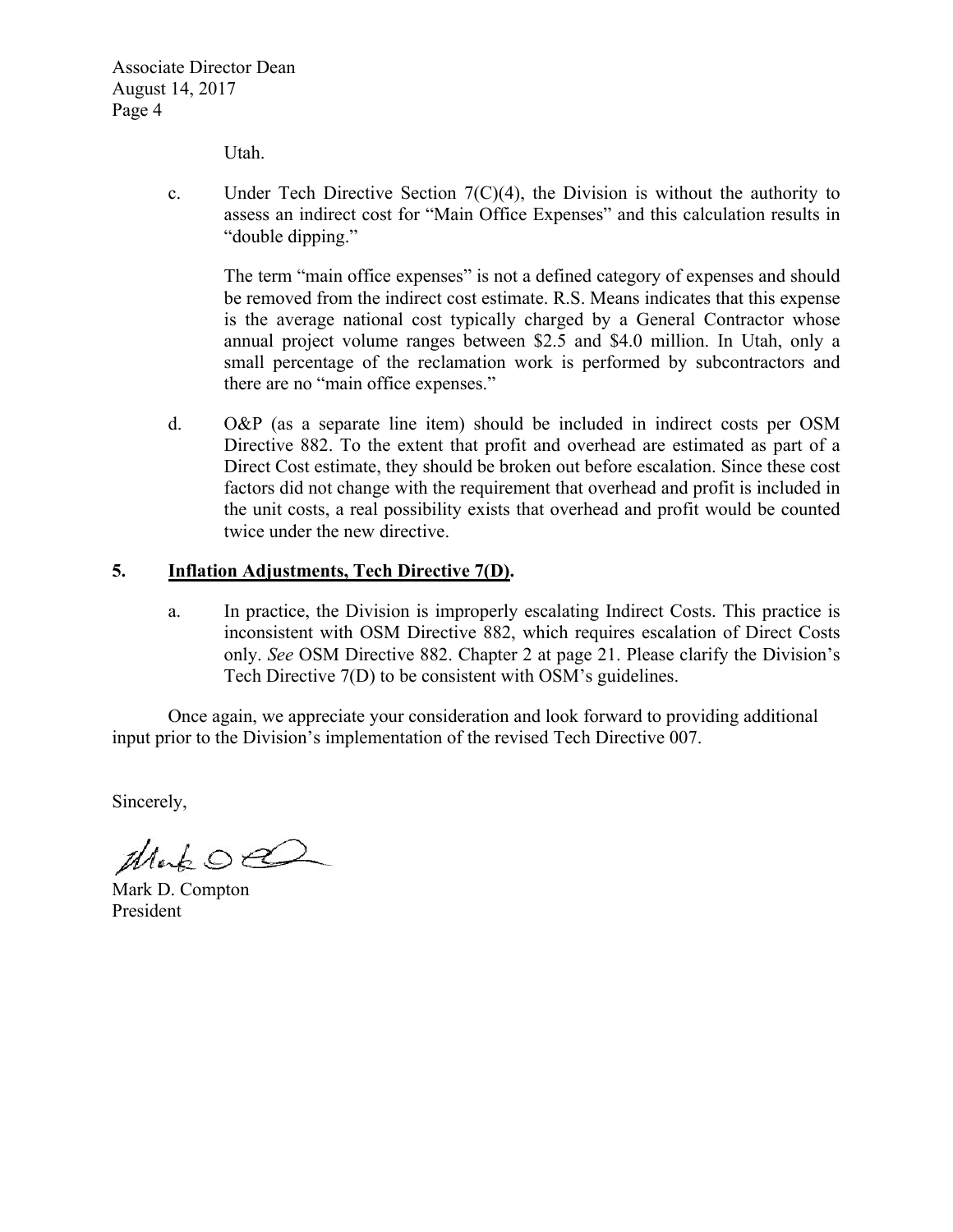Utah.

c. Under Tech Directive Section 7(C)(4), the Division is without the authority to assess an indirect cost for "Main Office Expenses" and this calculation results in "double dipping."

   The term "main office expenses" is not a defined category of expenses and should be removed from the indirect cost estimate. R.S. Means indicates that this expense is the average national cost typically charged by a General Contractor whose annual project volume ranges between $2.5 and $4.0 million. In Utah, only a small percentage of the reclamation work is performed by subcontractors and there are no "main office expenses."

d. O&P (as a separate line item) should be included in indirect costs per OSM Directive 882. To the extent that profit and overhead are estimated as part of a Direct Cost estimate, they should be broken out before escalation. Since these cost factors did not change with the requirement that overhead and profit is included in the unit costs, a real possibility exists that overhead and profit would be counted twice under the new directive.

**5. <u>Inflation Adjustments, Tech Directive 7(D)</u>.**

a. In practice, the Division is improperly escalating Indirect Costs. This practice is inconsistent with OSM Directive 882, which requires escalation of Direct Costs only. *See* OSM Directive 882. Chapter 2 at page 21. Please clarify the Division's Tech Directive 7(D) to be consistent with OSM's guidelines.

Once again, we appreciate your consideration and look forward to providing additional input prior to the Division's implementation of the revised Tech Directive 007.

Sincerely,

Mark D. Compton
President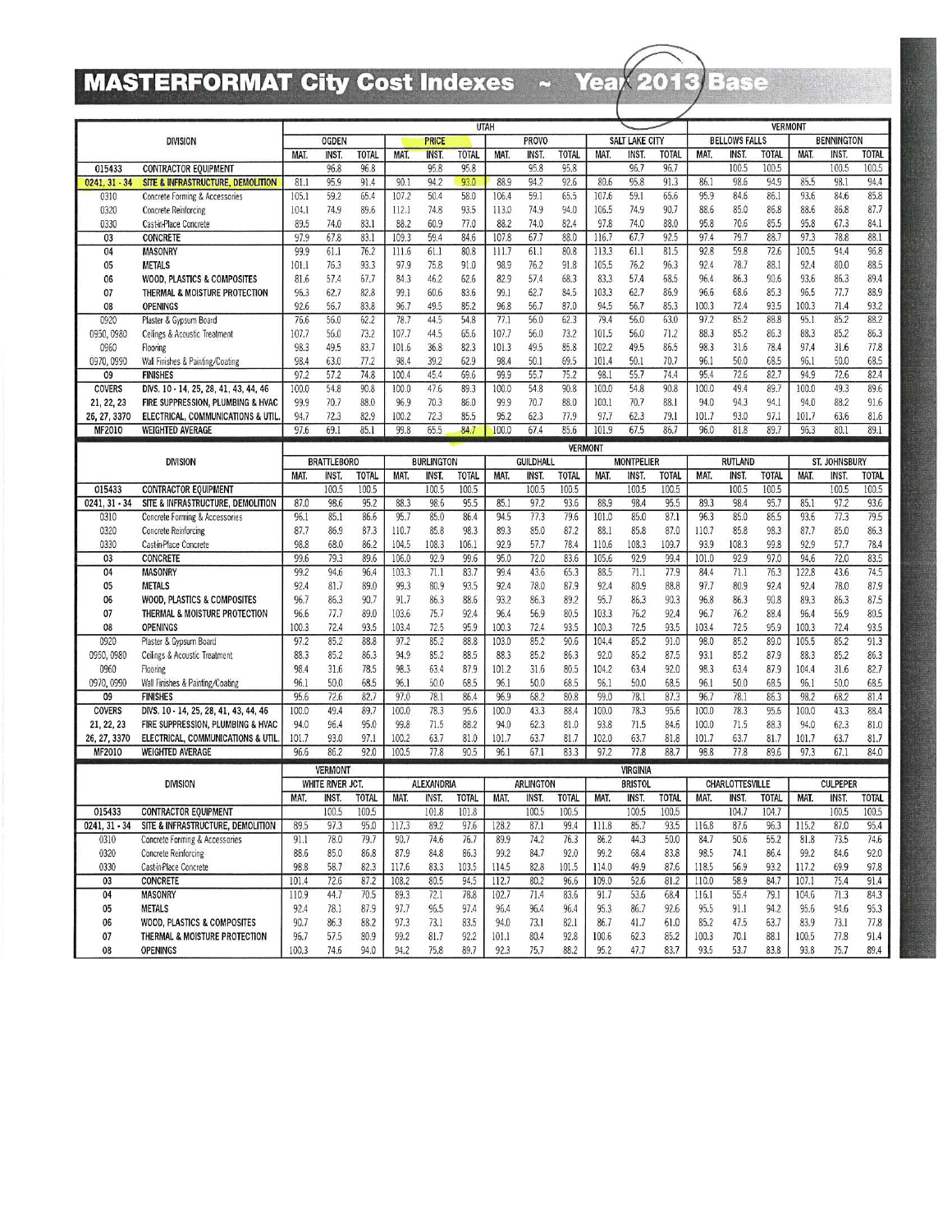# MASTERFORMAT City Cost Indexes - Year 2013 Base

| DIVISION | | UTAH | | | | | | | | | | | | VERMONT | | | | | |
|---|---|---|---|---|---|---|---|---|---|---|---|---|---|---|---|---|---|---|---|
| | | OGDEN | | | PRICE | | | PROVO | | | SALT LAKE CITY | | | BELLOWS FALLS | | | BENNINGTON | | |
| | | MAT. | INST. | TOTAL | MAT. | INST. | TOTAL | MAT. | INST. | TOTAL | MAT. | INST. | TOTAL | MAT. | INST. | TOTAL | MAT. | INST. | TOTAL |
| 015433 | CONTRACTOR EQUIPMENT | | 96.8 | 96.8 | | 95.8 | 95.8 | | 95.8 | 95.8 | | 96.7 | 96.7 | | 100.5 | 100.5 | | 100.5 | 100.5 |
| 0241, 31 - 34 | SITE & INFRASTRUCTURE, DEMOLITION | 81.1 | 95.9 | 91.4 | 90.1 | 94.2 | 93.0 | 88.9 | 94.2 | 92.6 | 80.6 | 95.8 | 91.3 | 86.1 | 98.6 | 94.9 | 85.5 | 98.1 | 94.4 |
| 0310 | Concrete Forming & Accessories | 105.1 | 59.2 | 65.4 | 107.2 | 50.4 | 58.0 | 106.4 | 59.1 | 65.5 | 107.6 | 59.1 | 65.6 | 95.9 | 84.6 | 86.1 | 93.6 | 84.6 | 85.8 |
| 0320 | Concrete Reinforcing | 104.1 | 74.9 | 89.6 | 112.1 | 74.8 | 93.5 | 113.0 | 74.9 | 94.0 | 106.5 | 74.9 | 90.7 | 88.6 | 85.0 | 86.8 | 88.6 | 86.8 | 87.7 |
| 0330 | Cast-in-Place Concrete | 89.5 | 74.0 | 83.1 | 88.2 | 60.9 | 77.0 | 88.2 | 74.0 | 82.4 | 97.8 | 74.0 | 88.0 | 95.8 | 70.6 | 85.5 | 95.8 | 67.3 | 84.1 |
| 03 | CONCRETE | 97.9 | 67.8 | 83.1 | 109.3 | 59.4 | 84.6 | 107.8 | 67.7 | 88.0 | 116.7 | 67.7 | 92.5 | 97.4 | 79.7 | 88.7 | 97.3 | 78.8 | 88.1 |
| 04 | MASONRY | 99.9 | 61.1 | 76.2 | 111.6 | 61.1 | 80.8 | 111.7 | 61.1 | 80.8 | 113.3 | 61.1 | 81.5 | 92.8 | 59.8 | 72.6 | 100.5 | 94.4 | 96.8 |
| 05 | METALS | 101.1 | 76.3 | 93.3 | 97.9 | 75.8 | 91.0 | 98.9 | 76.2 | 91.8 | 105.5 | 76.2 | 96.3 | 92.4 | 78.7 | 88.1 | 92.4 | 80.0 | 88.5 |
| 06 | WOOD, PLASTICS & COMPOSITES | 81.6 | 57.4 | 67.7 | 84.3 | 46.2 | 62.6 | 82.9 | 57.4 | 68.3 | 83.3 | 57.4 | 68.5 | 96.4 | 86.3 | 90.6 | 93.6 | 86.3 | 89.4 |
| 07 | THERMAL & MOISTURE PROTECTION | 96.3 | 62.7 | 82.8 | 99.1 | 60.6 | 83.6 | 99.1 | 62.7 | 84.5 | 103.3 | 62.7 | 86.9 | 96.6 | 68.6 | 85.3 | 96.5 | 77.7 | 88.9 |
| 08 | OPENINGS | 92.6 | 56.7 | 83.8 | 96.7 | 49.5 | 85.2 | 96.8 | 56.7 | 87.0 | 94.5 | 56.7 | 85.3 | 100.3 | 72.4 | 93.5 | 100.3 | 71.4 | 93.2 |
| 0920 | Plaster & Gypsum Board | 76.6 | 56.0 | 62.2 | 78.7 | 44.5 | 54.8 | 77.1 | 56.0 | 62.3 | 79.4 | 56.0 | 63.0 | 97.2 | 85.2 | 88.8 | 95.1 | 85.2 | 88.2 |
| 0950, 0980 | Ceilings & Acoustic Treatment | 107.7 | 56.0 | 73.2 | 107.7 | 44.5 | 65.6 | 107.7 | 56.0 | 73.2 | 101.5 | 56.0 | 71.2 | 88.3 | 85.2 | 86.3 | 88.3 | 85.2 | 86.3 |
| 0960 | Flooring | 98.3 | 49.5 | 83.7 | 101.6 | 36.8 | 82.3 | 101.3 | 49.5 | 85.8 | 102.2 | 49.5 | 86.5 | 98.3 | 31.6 | 78.4 | 97.4 | 31.6 | 77.8 |
| 0970, 0990 | Wall Finishes & Painting/Coating | 98.4 | 63.0 | 77.2 | 98.4 | 39.2 | 62.9 | 98.4 | 50.1 | 69.5 | 101.4 | 50.1 | 70.7 | 96.1 | 50.0 | 68.5 | 96.1 | 50.0 | 68.5 |
| 09 | FINISHES | 97.2 | 57.2 | 74.8 | 100.4 | 45.4 | 69.6 | 99.9 | 55.7 | 75.2 | 98.1 | 55.7 | 74.4 | 95.4 | 72.6 | 82.7 | 94.9 | 72.6 | 82.4 |
| COVERS | DIVS. 10 - 14, 25, 28, 41, 43, 44, 46 | 100.0 | 54.8 | 90.8 | 100.0 | 47.6 | 89.3 | 100.0 | 54.8 | 90.8 | 100.0 | 54.8 | 90.8 | 100.0 | 49.4 | 89.7 | 100.0 | 49.3 | 89.6 |
| 21, 22, 23 | FIRE SUPPRESSION, PLUMBING & HVAC | 99.9 | 70.7 | 88.0 | 96.9 | 70.3 | 86.0 | 99.9 | 70.7 | 88.0 | 100.1 | 70.7 | 88.1 | 94.0 | 94.3 | 94.1 | 94.0 | 88.2 | 91.6 |
| 26, 27, 3370 | ELECTRICAL, COMMUNICATIONS & UTIL. | 94.7 | 72.3 | 82.9 | 100.2 | 72.3 | 85.5 | 95.2 | 62.3 | 77.9 | 97.7 | 62.3 | 79.1 | 101.7 | 93.0 | 97.1 | 101.7 | 63.6 | 81.6 |
| MF2010 | WEIGHTED AVERAGE | 97.6 | 69.1 | 85.1 | 99.8 | 65.5 | 84.7 | 100.0 | 67.4 | 85.6 | 101.9 | 67.5 | 86.7 | 96.0 | 81.8 | 89.7 | 96.3 | 80.1 | 89.1 |

| DIVISION | | VERMONT | | | | | | | | | | | | | | | | | |
|---|---|---|---|---|---|---|---|---|---|---|---|---|---|---|---|---|---|---|---|
| | | BRATTLEBORO | | | BURLINGTON | | | GUILDHALL | | | MONTPELIER | | | RUTLAND | | | ST. JOHNSBURY | | |
| | | MAT. | INST. | TOTAL | MAT. | INST. | TOTAL | MAT. | INST. | TOTAL | MAT. | INST. | TOTAL | MAT. | INST. | TOTAL | MAT. | INST. | TOTAL |
| 015433 | CONTRACTOR EQUIPMENT | | 100.5 | 100.5 | | 100.5 | 100.5 | | 100.5 | 100.5 | | 100.5 | 100.5 | | 100.5 | 100.5 | | 100.5 | 100.5 |
| 0241, 31 - 34 | SITE & INFRASTRUCTURE, DEMOLITION | 87.0 | 98.6 | 95.2 | 88.3 | 98.6 | 95.5 | 85.1 | 97.2 | 93.6 | 88.9 | 98.4 | 95.5 | 89.3 | 98.4 | 95.7 | 85.1 | 97.2 | 93.6 |
| 0310 | Concrete Forming & Accessories | 96.1 | 85.1 | 86.6 | 95.7 | 85.0 | 86.4 | 94.5 | 77.3 | 79.6 | 101.0 | 85.0 | 87.1 | 96.3 | 85.0 | 86.5 | 93.6 | 77.3 | 79.5 |
| 0320 | Concrete Reinforcing | 87.7 | 86.9 | 87.3 | 110.7 | 85.8 | 98.3 | 89.3 | 85.0 | 87.2 | 88.1 | 85.8 | 87.0 | 110.7 | 85.8 | 98.3 | 87.7 | 85.0 | 86.3 |
| 0330 | Cast-in-Place Concrete | 98.8 | 68.0 | 86.2 | 104.5 | 108.3 | 106.1 | 92.9 | 57.7 | 78.4 | 110.6 | 108.3 | 109.7 | 93.9 | 108.3 | 99.8 | 92.9 | 57.7 | 78.4 |
| 03 | CONCRETE | 99.6 | 79.3 | 89.6 | 106.0 | 92.9 | 99.6 | 95.0 | 72.0 | 83.6 | 105.6 | 92.9 | 99.4 | 101.0 | 92.9 | 97.0 | 94.6 | 72.0 | 83.5 |
| 04 | MASONRY | 99.2 | 94.6 | 96.4 | 103.3 | 71.1 | 83.7 | 99.4 | 43.6 | 65.3 | 88.5 | 71.1 | 77.9 | 84.4 | 71.1 | 76.3 | 122.8 | 43.6 | 74.5 |
| 05 | METALS | 92.4 | 81.7 | 89.0 | 99.3 | 80.9 | 93.5 | 92.4 | 78.0 | 87.9 | 92.4 | 80.9 | 88.8 | 97.7 | 80.9 | 92.4 | 92.4 | 78.0 | 87.9 |
| 06 | WOOD, PLASTICS & COMPOSITES | 96.7 | 86.3 | 90.7 | 91.7 | 86.3 | 88.6 | 93.2 | 86.3 | 89.2 | 95.7 | 86.3 | 90.3 | 96.8 | 86.3 | 90.8 | 89.3 | 86.3 | 87.5 |
| 07 | THERMAL & MOISTURE PROTECTION | 96.6 | 77.7 | 89.0 | 103.6 | 75.7 | 92.4 | 96.4 | 56.9 | 80.5 | 103.3 | 76.2 | 92.4 | 96.7 | 76.2 | 88.4 | 96.4 | 56.9 | 80.5 |
| 08 | OPENINGS | 100.3 | 72.4 | 93.5 | 103.4 | 72.5 | 95.9 | 100.3 | 72.4 | 93.5 | 100.3 | 72.5 | 93.5 | 103.4 | 72.5 | 95.9 | 100.3 | 72.4 | 93.5 |
| 0920 | Plaster & Gypsum Board | 97.2 | 85.2 | 88.8 | 97.2 | 85.2 | 88.8 | 103.0 | 85.2 | 90.6 | 104.4 | 85.2 | 91.0 | 98.0 | 85.2 | 89.0 | 105.5 | 85.2 | 91.3 |
| 0950, 0980 | Ceilings & Acoustic Treatment | 88.3 | 85.2 | 86.3 | 94.9 | 85.2 | 88.5 | 88.3 | 85.2 | 86.3 | 92.0 | 85.2 | 87.5 | 93.1 | 85.2 | 87.9 | 88.3 | 85.2 | 86.3 |
| 0960 | Flooring | 98.4 | 31.6 | 78.5 | 98.3 | 63.4 | 87.9 | 101.2 | 31.6 | 80.5 | 104.2 | 63.4 | 92.0 | 98.3 | 63.4 | 87.9 | 104.4 | 31.6 | 82.7 |
| 0970, 0990 | Wall Finishes & Painting/Coating | 96.1 | 50.0 | 68.5 | 96.1 | 50.0 | 68.5 | 96.1 | 50.0 | 68.5 | 96.1 | 50.0 | 68.5 | 96.1 | 50.0 | 68.5 | 96.1 | 50.0 | 68.5 |
| 09 | FINISHES | 95.6 | 72.6 | 82.7 | 97.0 | 78.1 | 86.4 | 96.9 | 68.2 | 80.8 | 99.0 | 78.1 | 87.3 | 96.7 | 78.1 | 86.3 | 98.2 | 68.2 | 81.4 |
| COVERS | DIVS. 10 - 14, 25, 28, 41, 43, 44, 46 | 100.0 | 49.4 | 89.7 | 100.0 | 78.3 | 95.6 | 100.0 | 43.3 | 88.4 | 100.0 | 78.3 | 95.6 | 100.0 | 78.3 | 95.6 | 100.0 | 43.3 | 88.4 |
| 21, 22, 23 | FIRE SUPPRESSION, PLUMBING & HVAC | 94.0 | 96.4 | 95.0 | 99.8 | 71.5 | 88.2 | 94.0 | 62.3 | 81.0 | 93.8 | 71.5 | 84.6 | 100.0 | 71.5 | 88.3 | 94.0 | 62.3 | 81.0 |
| 26, 27, 3370 | ELECTRICAL, COMMUNICATIONS & UTIL. | 101.7 | 93.0 | 97.1 | 100.2 | 63.7 | 81.0 | 101.7 | 63.7 | 81.8 | 102.0 | 63.7 | 81.8 | 101.7 | 63.7 | 81.7 | 101.7 | 63.7 | 81.7 |
| MF2010 | WEIGHTED AVERAGE | 96.6 | 86.2 | 92.0 | 100.5 | 77.8 | 90.5 | 96.1 | 67.1 | 83.3 | 97.2 | 77.8 | 88.7 | 98.8 | 77.8 | 89.6 | 97.3 | 67.1 | 84.0 |

| DIVISION | | VERMONT | | | VIRGINIA | | | | | | | | | | | | | | |
|---|---|---|---|---|---|---|---|---|---|---|---|---|---|---|---|---|---|---|---|
| | | WHITE RIVER JCT. | | | ALEXANDRIA | | | ARLINGTON | | | BRISTOL | | | CHARLOTTESVILLE | | | CULPEPER | | |
| | | MAT. | INST. | TOTAL | MAT. | INST. | TOTAL | MAT. | INST. | TOTAL | MAT. | INST. | TOTAL | MAT. | INST. | TOTAL | MAT. | INST. | TOTAL |
| 015433 | CONTRACTOR EQUIPMENT | | 100.5 | 100.5 | | 101.8 | 101.8 | | 100.5 | 100.5 | | 100.5 | 100.5 | | 104.7 | 104.7 | | 100.5 | 100.5 |
| 0241, 31 - 34 | SITE & INFRASTRUCTURE, DEMOLITION | 89.5 | 97.3 | 95.0 | 117.3 | 89.2 | 97.6 | 128.2 | 87.1 | 99.4 | 111.8 | 85.7 | 93.5 | 116.8 | 87.6 | 96.3 | 115.2 | 87.0 | 95.4 |
| 0310 | Concrete Forming & Accessories | 91.1 | 78.0 | 79.7 | 90.7 | 74.6 | 76.7 | 89.9 | 74.2 | 76.3 | 86.2 | 44.3 | 50.0 | 84.7 | 50.6 | 55.2 | 81.8 | 73.5 | 74.6 |
| 0320 | Concrete Reinforcing | 88.6 | 85.0 | 86.8 | 87.9 | 84.8 | 86.3 | 99.2 | 84.7 | 92.0 | 99.2 | 68.4 | 83.8 | 98.5 | 74.1 | 86.4 | 99.2 | 84.6 | 92.0 |
| 0330 | Cast-in-Place Concrete | 98.8 | 58.7 | 82.3 | 117.6 | 83.3 | 103.5 | 114.5 | 82.8 | 101.5 | 114.0 | 49.9 | 87.6 | 118.5 | 56.9 | 93.2 | 117.2 | 69.9 | 97.8 |
| 03 | CONCRETE | 101.4 | 72.6 | 87.2 | 108.2 | 80.5 | 94.5 | 112.7 | 80.2 | 96.6 | 109.0 | 52.6 | 81.2 | 110.0 | 58.9 | 84.7 | 107.1 | 75.4 | 91.4 |
| 04 | MASONRY | 110.9 | 44.7 | 70.5 | 89.3 | 72.1 | 78.8 | 102.7 | 71.4 | 83.6 | 91.7 | 53.6 | 68.4 | 116.1 | 55.4 | 79.1 | 104.6 | 71.3 | 84.3 |
| 05 | METALS | 92.4 | 78.1 | 87.9 | 97.7 | 96.5 | 97.4 | 96.4 | 96.4 | 96.4 | 95.3 | 86.7 | 92.6 | 95.5 | 91.1 | 94.2 | 95.6 | 94.6 | 95.3 |
| 06 | WOOD, PLASTICS & COMPOSITES | 90.7 | 86.3 | 88.2 | 97.3 | 73.1 | 83.5 | 94.0 | 73.1 | 82.1 | 86.7 | 41.7 | 61.0 | 85.2 | 47.5 | 63.7 | 83.9 | 73.1 | 77.8 |
| 07 | THERMAL & MOISTURE PROTECTION | 96.7 | 57.5 | 80.9 | 99.2 | 81.7 | 92.2 | 101.1 | 80.4 | 92.8 | 100.6 | 62.3 | 85.2 | 100.3 | 70.1 | 88.1 | 100.5 | 77.8 | 91.4 |
| 08 | OPENINGS | 100.3 | 74.6 | 94.0 | 94.2 | 75.8 | 89.7 | 92.3 | 75.7 | 88.2 | 95.2 | 47.7 | 83.7 | 93.5 | 53.7 | 83.8 | 93.8 | 75.7 | 89.4 |